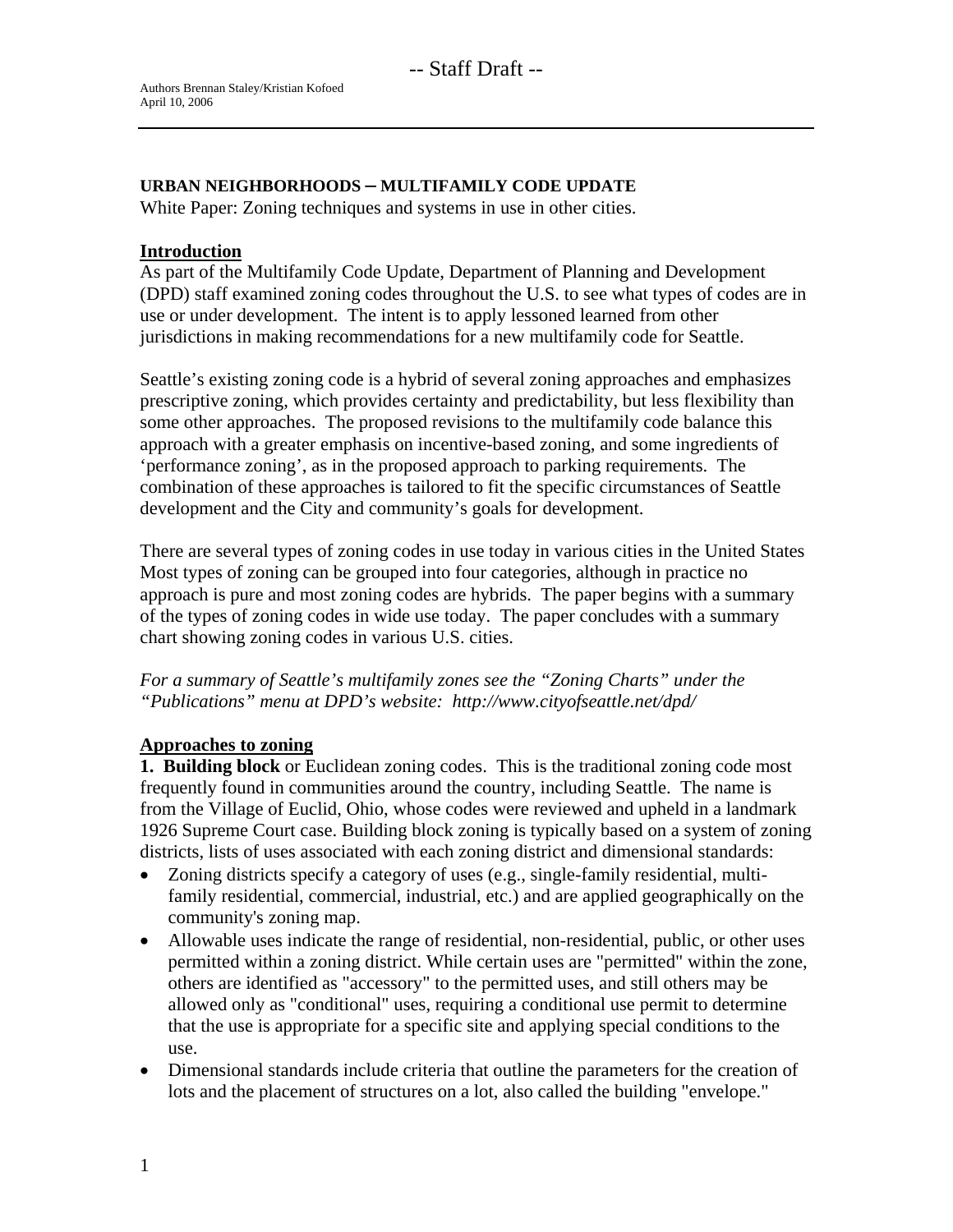-- Staff Draft --

Authors Brennan Staley/Kristian Kofoed
April 10, 2006

**URBAN NEIGHBORHOODS – MULTIFAMILY CODE UPDATE**
White Paper: Zoning techniques and systems in use in other cities.

## Introduction

As part of the Multifamily Code Update, Department of Planning and Development (DPD) staff examined zoning codes throughout the U.S. to see what types of codes are in use or under development. The intent is to apply lessoned learned from other jurisdictions in making recommendations for a new multifamily code for Seattle.

Seattle's existing zoning code is a hybrid of several zoning approaches and emphasizes prescriptive zoning, which provides certainty and predictability, but less flexibility than some other approaches. The proposed revisions to the multifamily code balance this approach with a greater emphasis on incentive-based zoning, and some ingredients of 'performance zoning', as in the proposed approach to parking requirements. The combination of these approaches is tailored to fit the specific circumstances of Seattle development and the City and community's goals for development.

There are several types of zoning codes in use today in various cities in the United States Most types of zoning can be grouped into four categories, although in practice no approach is pure and most zoning codes are hybrids. The paper begins with a summary of the types of zoning codes in wide use today. The paper concludes with a summary chart showing zoning codes in various U.S. cities.

*For a summary of Seattle's multifamily zones see the "Zoning Charts" under the "Publications" menu at DPD's website: http://www.cityofseattle.net/dpd/*

## Approaches to zoning

**1. Building block** or Euclidean zoning codes. This is the traditional zoning code most frequently found in communities around the country, including Seattle. The name is from the Village of Euclid, Ohio, whose codes were reviewed and upheld in a landmark 1926 Supreme Court case. Building block zoning is typically based on a system of zoning districts, lists of uses associated with each zoning district and dimensional standards:

- Zoning districts specify a category of uses (e.g., single-family residential, multi-family residential, commercial, industrial, etc.) and are applied geographically on the community's zoning map.
- Allowable uses indicate the range of residential, non-residential, public, or other uses permitted within a zoning district. While certain uses are "permitted" within the zone, others are identified as "accessory" to the permitted uses, and still others may be allowed only as "conditional" uses, requiring a conditional use permit to determine that the use is appropriate for a specific site and applying special conditions to the use.
- Dimensional standards include criteria that outline the parameters for the creation of lots and the placement of structures on a lot, also called the building "envelope."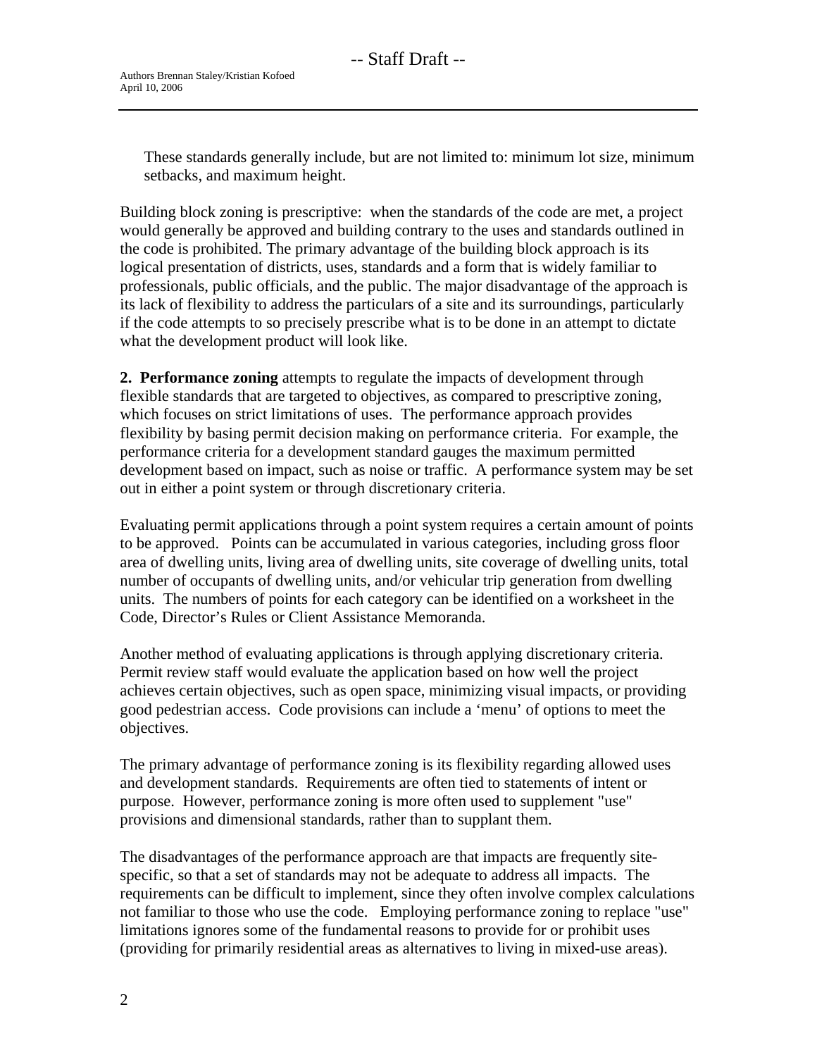These standards generally include, but are not limited to: minimum lot size, minimum setbacks, and maximum height.

Building block zoning is prescriptive: when the standards of the code are met, a project would generally be approved and building contrary to the uses and standards outlined in the code is prohibited. The primary advantage of the building block approach is its logical presentation of districts, uses, standards and a form that is widely familiar to professionals, public officials, and the public. The major disadvantage of the approach is its lack of flexibility to address the particulars of a site and its surroundings, particularly if the code attempts to so precisely prescribe what is to be done in an attempt to dictate what the development product will look like.

**2. Performance zoning** attempts to regulate the impacts of development through flexible standards that are targeted to objectives, as compared to prescriptive zoning, which focuses on strict limitations of uses. The performance approach provides flexibility by basing permit decision making on performance criteria. For example, the performance criteria for a development standard gauges the maximum permitted development based on impact, such as noise or traffic. A performance system may be set out in either a point system or through discretionary criteria.

Evaluating permit applications through a point system requires a certain amount of points to be approved. Points can be accumulated in various categories, including gross floor area of dwelling units, living area of dwelling units, site coverage of dwelling units, total number of occupants of dwelling units, and/or vehicular trip generation from dwelling units. The numbers of points for each category can be identified on a worksheet in the Code, Director's Rules or Client Assistance Memoranda.

Another method of evaluating applications is through applying discretionary criteria. Permit review staff would evaluate the application based on how well the project achieves certain objectives, such as open space, minimizing visual impacts, or providing good pedestrian access. Code provisions can include a 'menu' of options to meet the objectives.

The primary advantage of performance zoning is its flexibility regarding allowed uses and development standards. Requirements are often tied to statements of intent or purpose. However, performance zoning is more often used to supplement "use" provisions and dimensional standards, rather than to supplant them.

The disadvantages of the performance approach are that impacts are frequently site-specific, so that a set of standards may not be adequate to address all impacts. The requirements can be difficult to implement, since they often involve complex calculations not familiar to those who use the code. Employing performance zoning to replace "use" limitations ignores some of the fundamental reasons to provide for or prohibit uses (providing for primarily residential areas as alternatives to living in mixed-use areas).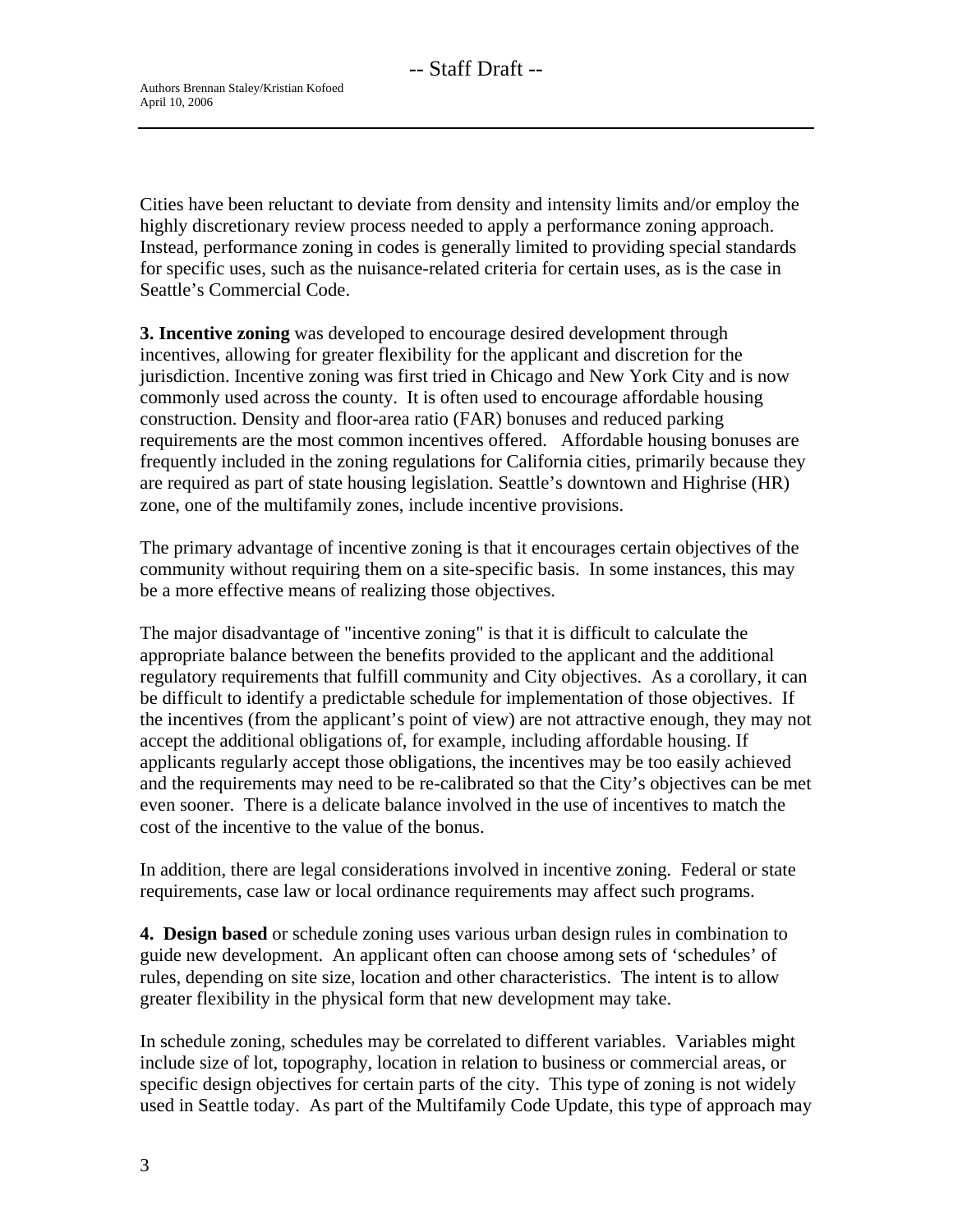Cities have been reluctant to deviate from density and intensity limits and/or employ the highly discretionary review process needed to apply a performance zoning approach. Instead, performance zoning in codes is generally limited to providing special standards for specific uses, such as the nuisance-related criteria for certain uses, as is the case in Seattle's Commercial Code.

**3. Incentive zoning** was developed to encourage desired development through incentives, allowing for greater flexibility for the applicant and discretion for the jurisdiction. Incentive zoning was first tried in Chicago and New York City and is now commonly used across the county. It is often used to encourage affordable housing construction. Density and floor-area ratio (FAR) bonuses and reduced parking requirements are the most common incentives offered. Affordable housing bonuses are frequently included in the zoning regulations for California cities, primarily because they are required as part of state housing legislation. Seattle's downtown and Highrise (HR) zone, one of the multifamily zones, include incentive provisions.

The primary advantage of incentive zoning is that it encourages certain objectives of the community without requiring them on a site-specific basis. In some instances, this may be a more effective means of realizing those objectives.

The major disadvantage of "incentive zoning" is that it is difficult to calculate the appropriate balance between the benefits provided to the applicant and the additional regulatory requirements that fulfill community and City objectives. As a corollary, it can be difficult to identify a predictable schedule for implementation of those objectives. If the incentives (from the applicant's point of view) are not attractive enough, they may not accept the additional obligations of, for example, including affordable housing. If applicants regularly accept those obligations, the incentives may be too easily achieved and the requirements may need to be re-calibrated so that the City's objectives can be met even sooner. There is a delicate balance involved in the use of incentives to match the cost of the incentive to the value of the bonus.

In addition, there are legal considerations involved in incentive zoning. Federal or state requirements, case law or local ordinance requirements may affect such programs.

**4. Design based** or schedule zoning uses various urban design rules in combination to guide new development. An applicant often can choose among sets of 'schedules' of rules, depending on site size, location and other characteristics. The intent is to allow greater flexibility in the physical form that new development may take.

In schedule zoning, schedules may be correlated to different variables. Variables might include size of lot, topography, location in relation to business or commercial areas, or specific design objectives for certain parts of the city. This type of zoning is not widely used in Seattle today. As part of the Multifamily Code Update, this type of approach may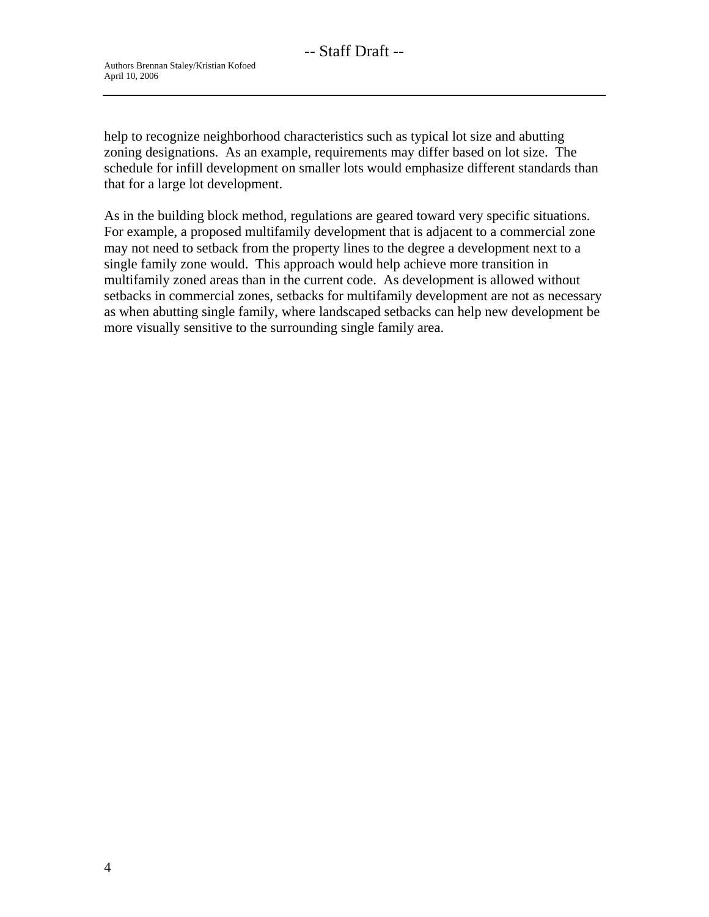help to recognize neighborhood characteristics such as typical lot size and abutting zoning designations. As an example, requirements may differ based on lot size. The schedule for infill development on smaller lots would emphasize different standards than that for a large lot development.

As in the building block method, regulations are geared toward very specific situations. For example, a proposed multifamily development that is adjacent to a commercial zone may not need to setback from the property lines to the degree a development next to a single family zone would. This approach would help achieve more transition in multifamily zoned areas than in the current code. As development is allowed without setbacks in commercial zones, setbacks for multifamily development are not as necessary as when abutting single family, where landscaped setbacks can help new development be more visually sensitive to the surrounding single family area.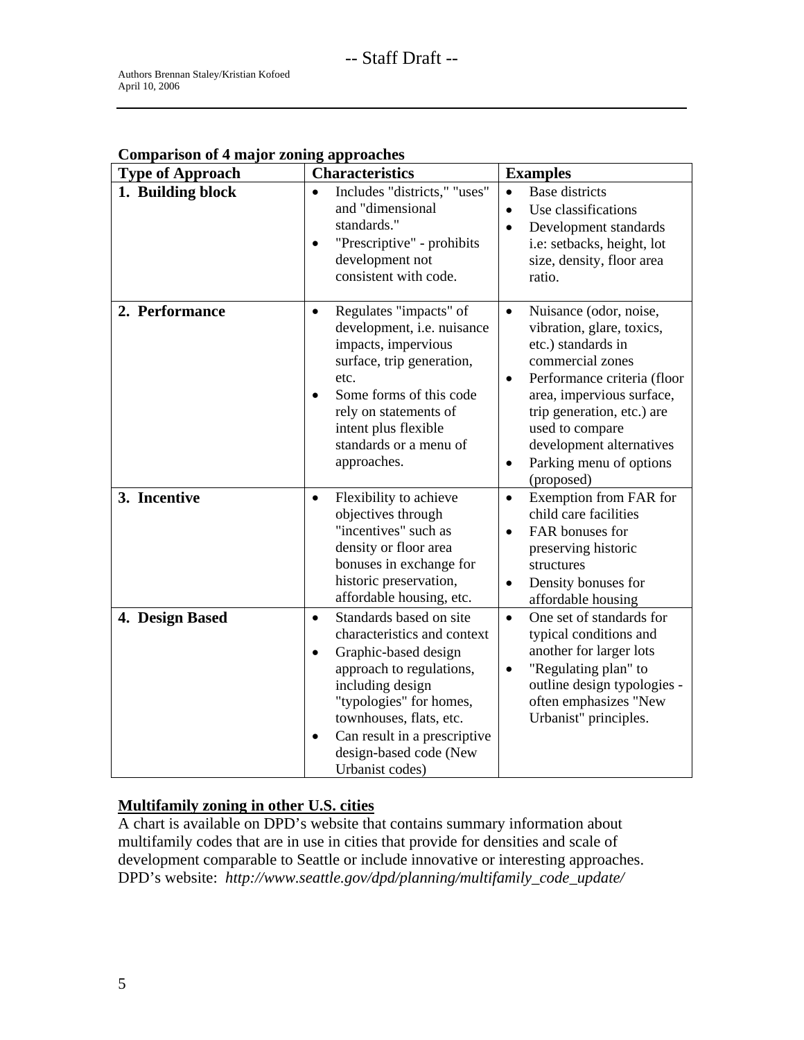**Comparison of 4 major zoning approaches**

| Type of Approach | Characteristics | Examples |
|---|---|---|
| **1. Building block** | • Includes "districts," "uses" and "dimensional standards."<br>• "Prescriptive" - prohibits development not consistent with code. | • Base districts<br>• Use classifications<br>• Development standards i.e: setbacks, height, lot size, density, floor area ratio. |
| **2. Performance** | • Regulates "impacts" of development, i.e. nuisance impacts, impervious surface, trip generation, etc.<br>• Some forms of this code rely on statements of intent plus flexible standards or a menu of approaches. | • Nuisance (odor, noise, vibration, glare, toxics, etc.) standards in commercial zones<br>• Performance criteria (floor area, impervious surface, trip generation, etc.) are used to compare development alternatives<br>• Parking menu of options (proposed) |
| **3. Incentive** | • Flexibility to achieve objectives through "incentives" such as density or floor area bonuses in exchange for historic preservation, affordable housing, etc. | • Exemption from FAR for child care facilities<br>• FAR bonuses for preserving historic structures<br>• Density bonuses for affordable housing |
| **4. Design Based** | • Standards based on site characteristics and context<br>• Graphic-based design approach to regulations, including design "typologies" for homes, townhouses, flats, etc.<br>• Can result in a prescriptive design-based code (New Urbanist codes) | • One set of standards for typical conditions and another for larger lots<br>• "Regulating plan" to outline design typologies - often emphasizes "New Urbanist" principles. |

**<u>Multifamily zoning in other U.S. cities</u>**

A chart is available on DPD's website that contains summary information about multifamily codes that are in use in cities that provide for densities and scale of development comparable to Seattle or include innovative or interesting approaches. DPD's website: *http://www.seattle.gov/dpd/planning/multifamily_code_update/*